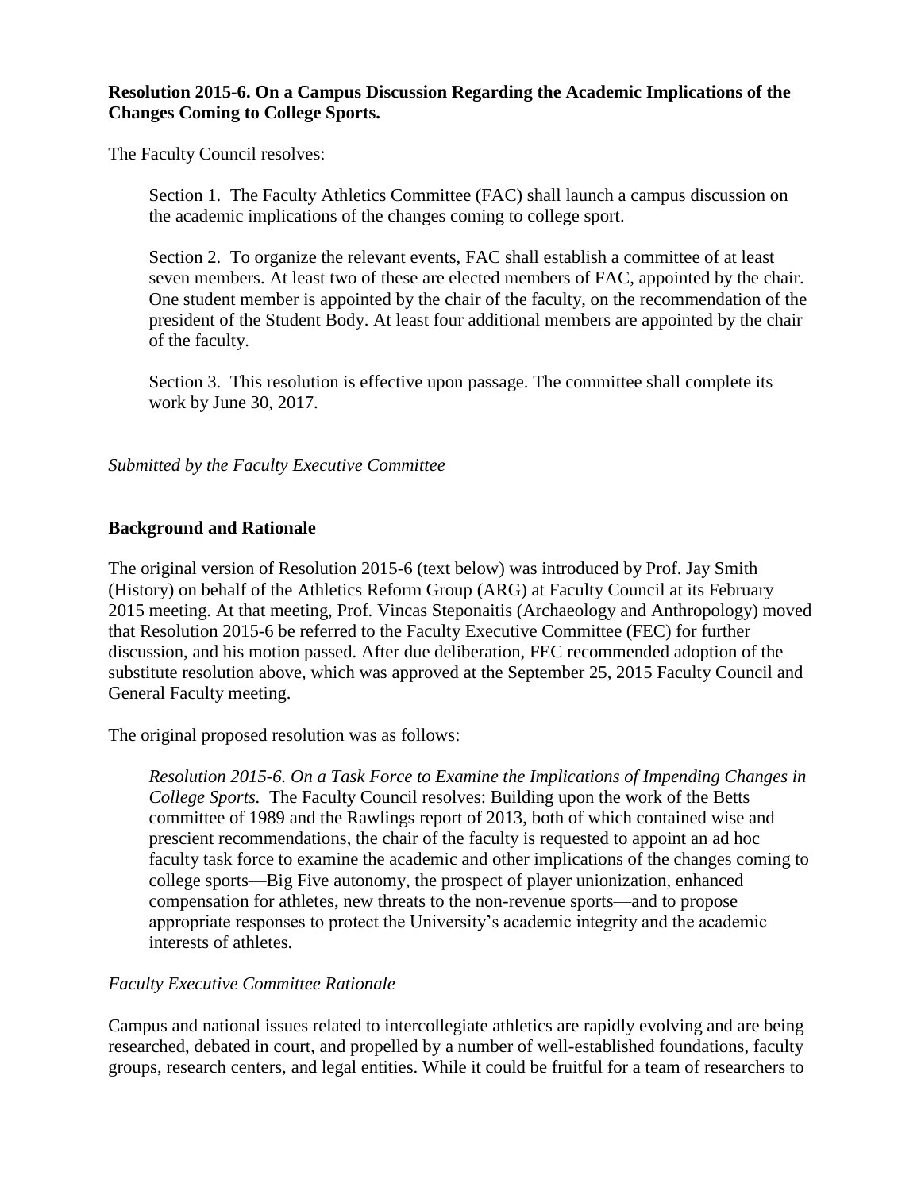**Resolution 2015-6. On a Campus Discussion Regarding the Academic Implications of the Changes Coming to College Sports.**

The Faculty Council resolves:

> Section 1. The Faculty Athletics Committee (FAC) shall launch a campus discussion on the academic implications of the changes coming to college sport.
>
> Section 2. To organize the relevant events, FAC shall establish a committee of at least seven members. At least two of these are elected members of FAC, appointed by the chair. One student member is appointed by the chair of the faculty, on the recommendation of the president of the Student Body. At least four additional members are appointed by the chair of the faculty.
>
> Section 3. This resolution is effective upon passage. The committee shall complete its work by June 30, 2017.

*Submitted by the Faculty Executive Committee*

**Background and Rationale**

The original version of Resolution 2015-6 (text below) was introduced by Prof. Jay Smith (History) on behalf of the Athletics Reform Group (ARG) at Faculty Council at its February 2015 meeting. At that meeting, Prof. Vincas Steponaitis (Archaeology and Anthropology) moved that Resolution 2015-6 be referred to the Faculty Executive Committee (FEC) for further discussion, and his motion passed. After due deliberation, FEC recommended adoption of the substitute resolution above, which was approved at the September 25, 2015 Faculty Council and General Faculty meeting.

The original proposed resolution was as follows:

> *Resolution 2015-6. On a Task Force to Examine the Implications of Impending Changes in College Sports.* The Faculty Council resolves: Building upon the work of the Betts committee of 1989 and the Rawlings report of 2013, both of which contained wise and prescient recommendations, the chair of the faculty is requested to appoint an ad hoc faculty task force to examine the academic and other implications of the changes coming to college sports—Big Five autonomy, the prospect of player unionization, enhanced compensation for athletes, new threats to the non-revenue sports—and to propose appropriate responses to protect the University's academic integrity and the academic interests of athletes.

*Faculty Executive Committee Rationale*

Campus and national issues related to intercollegiate athletics are rapidly evolving and are being researched, debated in court, and propelled by a number of well-established foundations, faculty groups, research centers, and legal entities. While it could be fruitful for a team of researchers to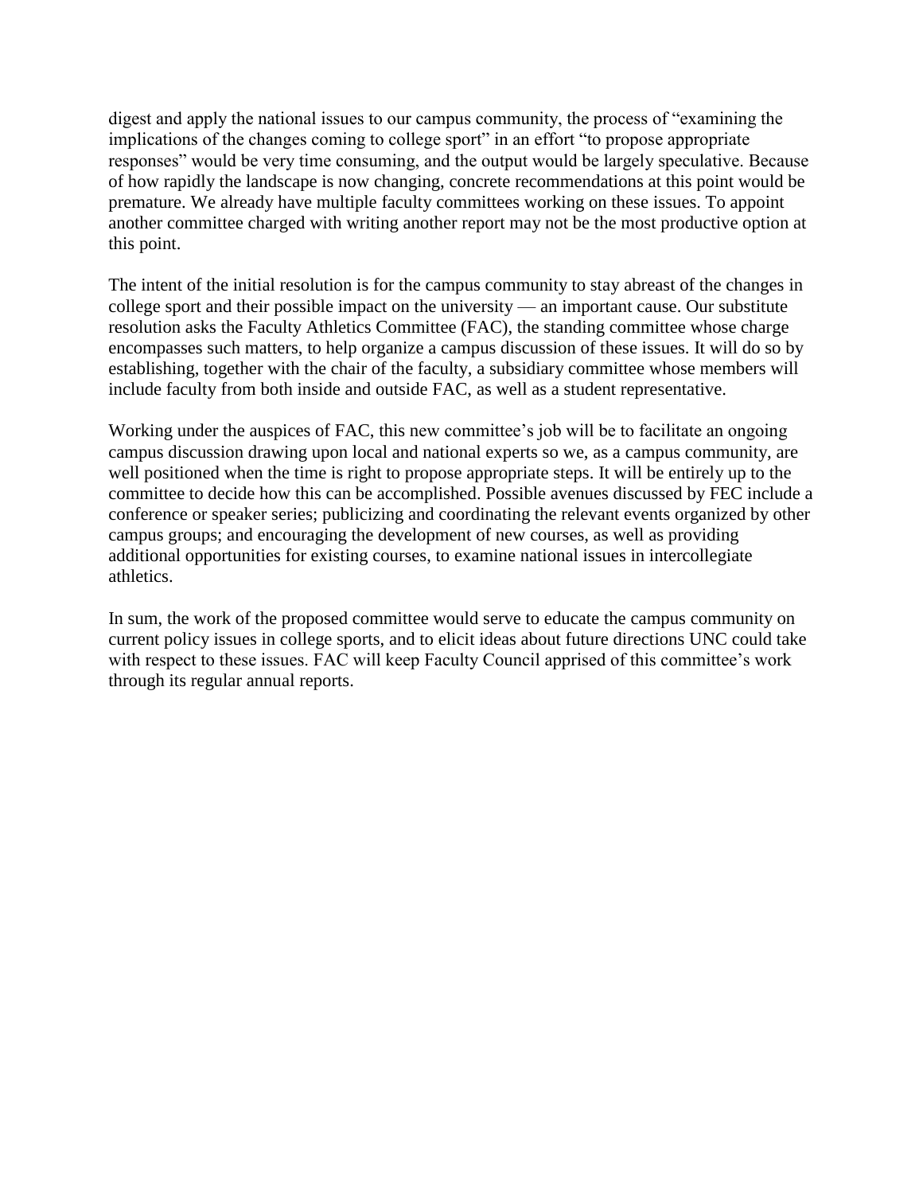digest and apply the national issues to our campus community, the process of "examining the implications of the changes coming to college sport" in an effort "to propose appropriate responses" would be very time consuming, and the output would be largely speculative. Because of how rapidly the landscape is now changing, concrete recommendations at this point would be premature. We already have multiple faculty committees working on these issues. To appoint another committee charged with writing another report may not be the most productive option at this point.

The intent of the initial resolution is for the campus community to stay abreast of the changes in college sport and their possible impact on the university — an important cause. Our substitute resolution asks the Faculty Athletics Committee (FAC), the standing committee whose charge encompasses such matters, to help organize a campus discussion of these issues. It will do so by establishing, together with the chair of the faculty, a subsidiary committee whose members will include faculty from both inside and outside FAC, as well as a student representative.

Working under the auspices of FAC, this new committee's job will be to facilitate an ongoing campus discussion drawing upon local and national experts so we, as a campus community, are well positioned when the time is right to propose appropriate steps. It will be entirely up to the committee to decide how this can be accomplished. Possible avenues discussed by FEC include a conference or speaker series; publicizing and coordinating the relevant events organized by other campus groups; and encouraging the development of new courses, as well as providing additional opportunities for existing courses, to examine national issues in intercollegiate athletics.

In sum, the work of the proposed committee would serve to educate the campus community on current policy issues in college sports, and to elicit ideas about future directions UNC could take with respect to these issues. FAC will keep Faculty Council apprised of this committee's work through its regular annual reports.